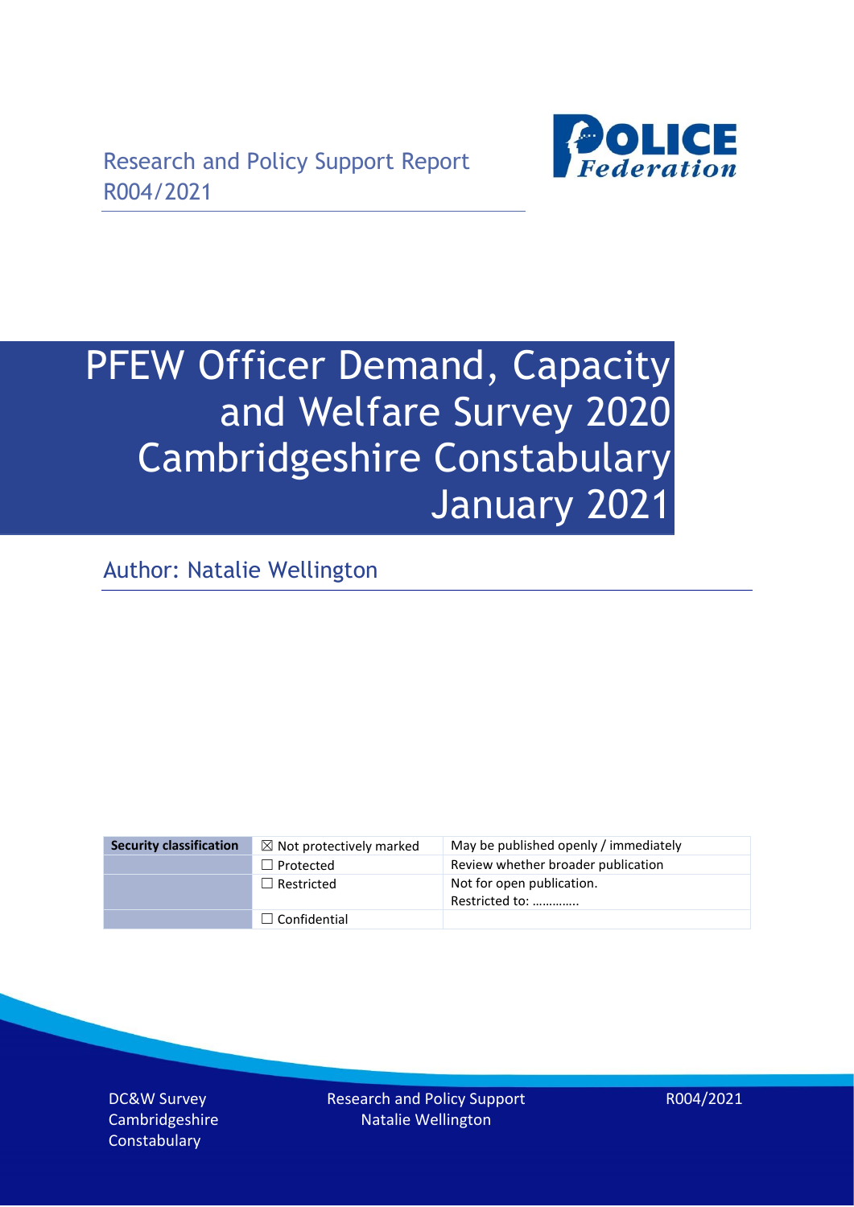Research and Policy Support Report
R004/2021

# PFEW Officer Demand, Capacity and Welfare Survey 2020 Cambridgeshire Constabulary January 2021

Author: Natalie Wellington

| Security classification | ☒ Not protectively marked | May be published openly / immediately |
|---|---|---|
| | ☐ Protected | Review whether broader publication |
| | ☐ Restricted | Not for open publication. Restricted to: …………. |
| | ☐ Confidential | |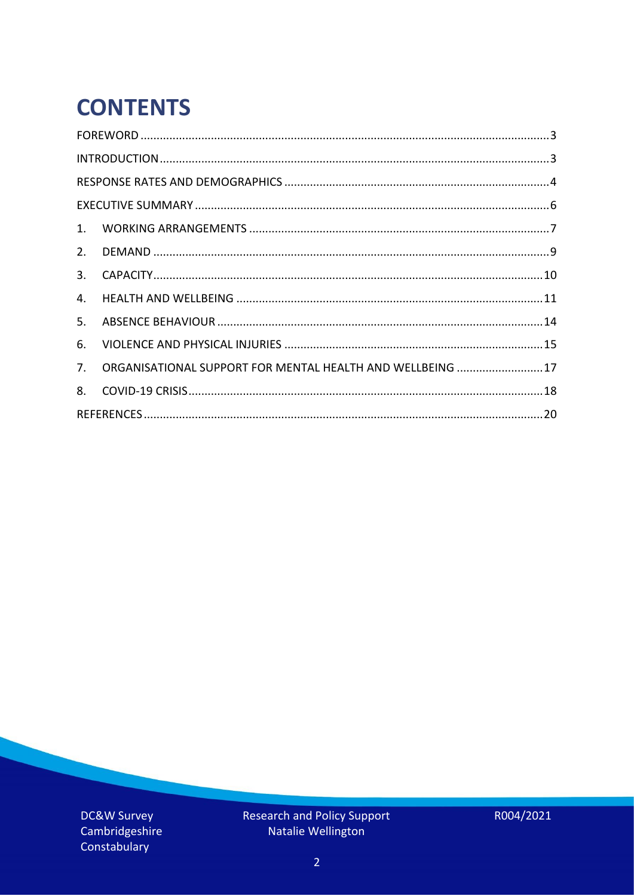# CONTENTS

FOREWORD ..... 3
INTRODUCTION ..... 3
RESPONSE RATES AND DEMOGRAPHICS ..... 4
EXECUTIVE SUMMARY ..... 6
1. WORKING ARRANGEMENTS ..... 7
2. DEMAND ..... 9
3. CAPACITY ..... 10
4. HEALTH AND WELLBEING ..... 11
5. ABSENCE BEHAVIOUR ..... 14
6. VIOLENCE AND PHYSICAL INJURIES ..... 15
7. ORGANISATIONAL SUPPORT FOR MENTAL HEALTH AND WELLBEING ..... 17
8. COVID-19 CRISIS ..... 18
REFERENCES ..... 20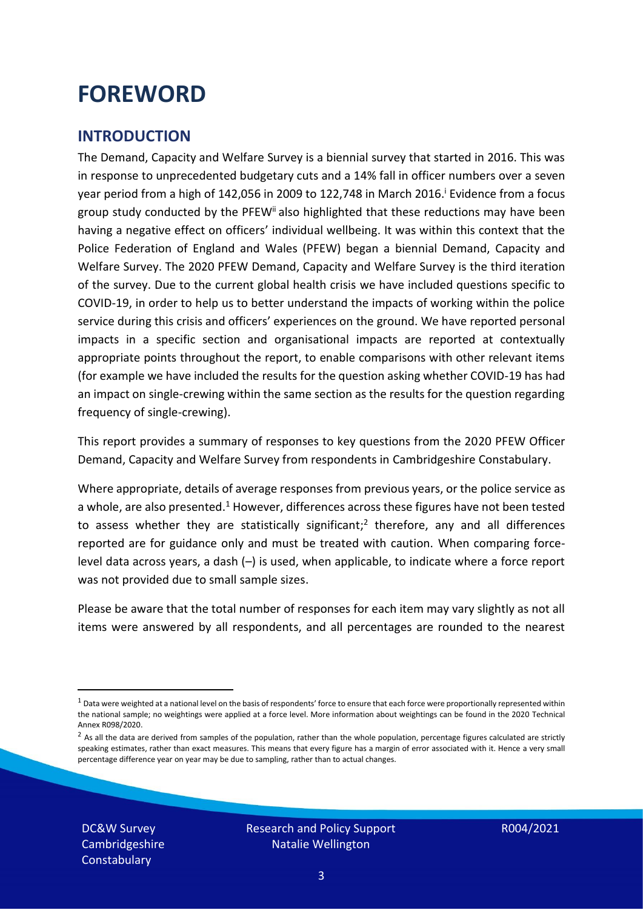# FOREWORD

## INTRODUCTION

The Demand, Capacity and Welfare Survey is a biennial survey that started in 2016. This was in response to unprecedented budgetary cuts and a 14% fall in officer numbers over a seven year period from a high of 142,056 in 2009 to 122,748 in March 2016.[i] Evidence from a focus group study conducted by the PFEW[ii] also highlighted that these reductions may have been having a negative effect on officers' individual wellbeing. It was within this context that the Police Federation of England and Wales (PFEW) began a biennial Demand, Capacity and Welfare Survey. The 2020 PFEW Demand, Capacity and Welfare Survey is the third iteration of the survey. Due to the current global health crisis we have included questions specific to COVID-19, in order to help us to better understand the impacts of working within the police service during this crisis and officers' experiences on the ground. We have reported personal impacts in a specific section and organisational impacts are reported at contextually appropriate points throughout the report, to enable comparisons with other relevant items (for example we have included the results for the question asking whether COVID-19 has had an impact on single-crewing within the same section as the results for the question regarding frequency of single-crewing).

This report provides a summary of responses to key questions from the 2020 PFEW Officer Demand, Capacity and Welfare Survey from respondents in Cambridgeshire Constabulary.

Where appropriate, details of average responses from previous years, or the police service as a whole, are also presented.[1] However, differences across these figures have not been tested to assess whether they are statistically significant;[2] therefore, any and all differences reported are for guidance only and must be treated with caution. When comparing force-level data across years, a dash (–) is used, when applicable, to indicate where a force report was not provided due to small sample sizes.

Please be aware that the total number of responses for each item may vary slightly as not all items were answered by all respondents, and all percentages are rounded to the nearest

[1] Data were weighted at a national level on the basis of respondents' force to ensure that each force were proportionally represented within the national sample; no weightings were applied at a force level. More information about weightings can be found in the 2020 Technical Annex R098/2020.

[2] As all the data are derived from samples of the population, rather than the whole population, percentage figures calculated are strictly speaking estimates, rather than exact measures. This means that every figure has a margin of error associated with it. Hence a very small percentage difference year on year may be due to sampling, rather than to actual changes.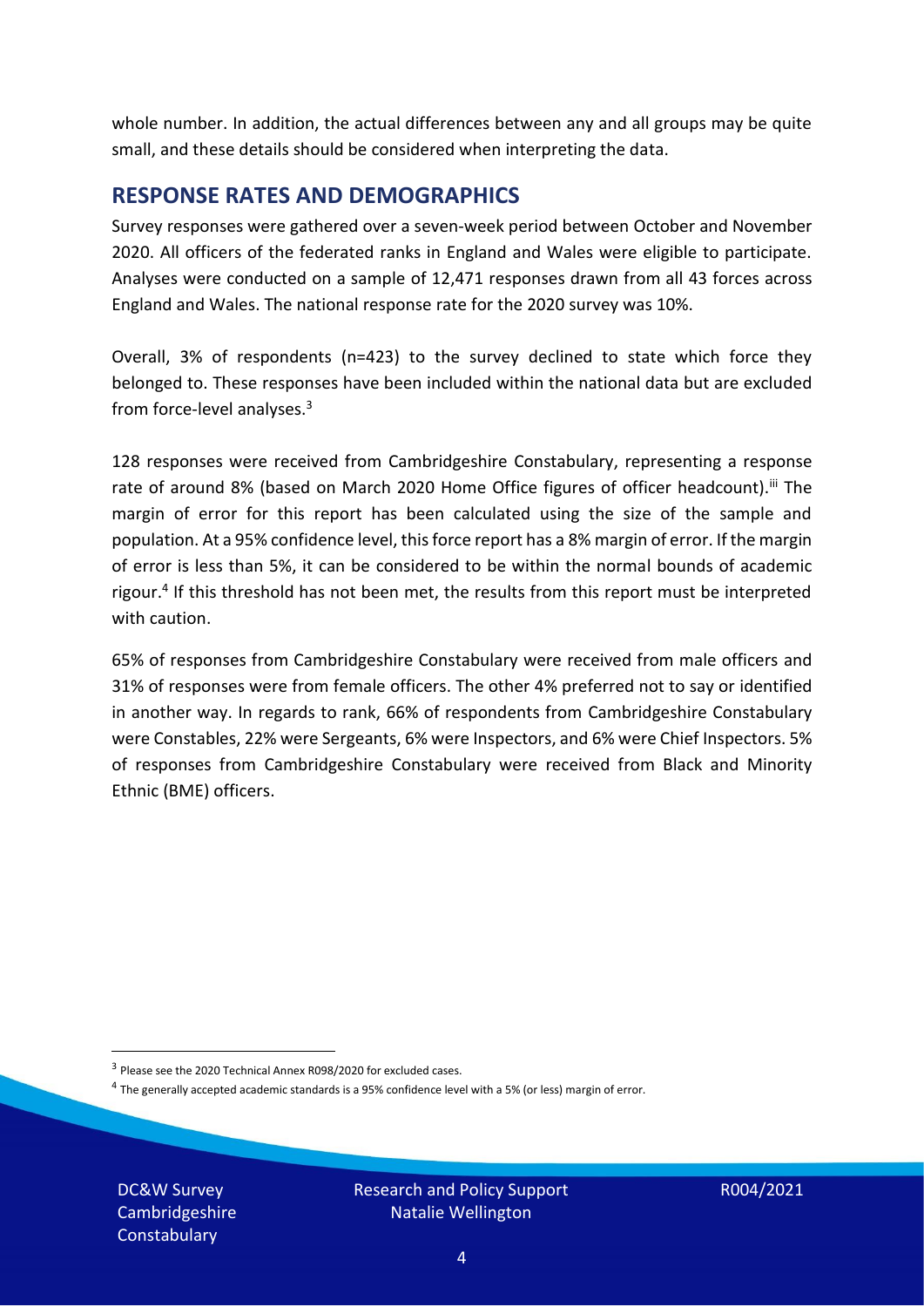whole number. In addition, the actual differences between any and all groups may be quite small, and these details should be considered when interpreting the data.

## RESPONSE RATES AND DEMOGRAPHICS

Survey responses were gathered over a seven-week period between October and November 2020. All officers of the federated ranks in England and Wales were eligible to participate. Analyses were conducted on a sample of 12,471 responses drawn from all 43 forces across England and Wales. The national response rate for the 2020 survey was 10%.

Overall, 3% of respondents (n=423) to the survey declined to state which force they belonged to. These responses have been included within the national data but are excluded from force-level analyses.[3]

128 responses were received from Cambridgeshire Constabulary, representing a response rate of around 8% (based on March 2020 Home Office figures of officer headcount).[iii] The margin of error for this report has been calculated using the size of the sample and population. At a 95% confidence level, this force report has a 8% margin of error. If the margin of error is less than 5%, it can be considered to be within the normal bounds of academic rigour.[4] If this threshold has not been met, the results from this report must be interpreted with caution.

65% of responses from Cambridgeshire Constabulary were received from male officers and 31% of responses were from female officers. The other 4% preferred not to say or identified in another way. In regards to rank, 66% of respondents from Cambridgeshire Constabulary were Constables, 22% were Sergeants, 6% were Inspectors, and 6% were Chief Inspectors. 5% of responses from Cambridgeshire Constabulary were received from Black and Minority Ethnic (BME) officers.

[3] Please see the 2020 Technical Annex R098/2020 for excluded cases.

[4] The generally accepted academic standards is a 95% confidence level with a 5% (or less) margin of error.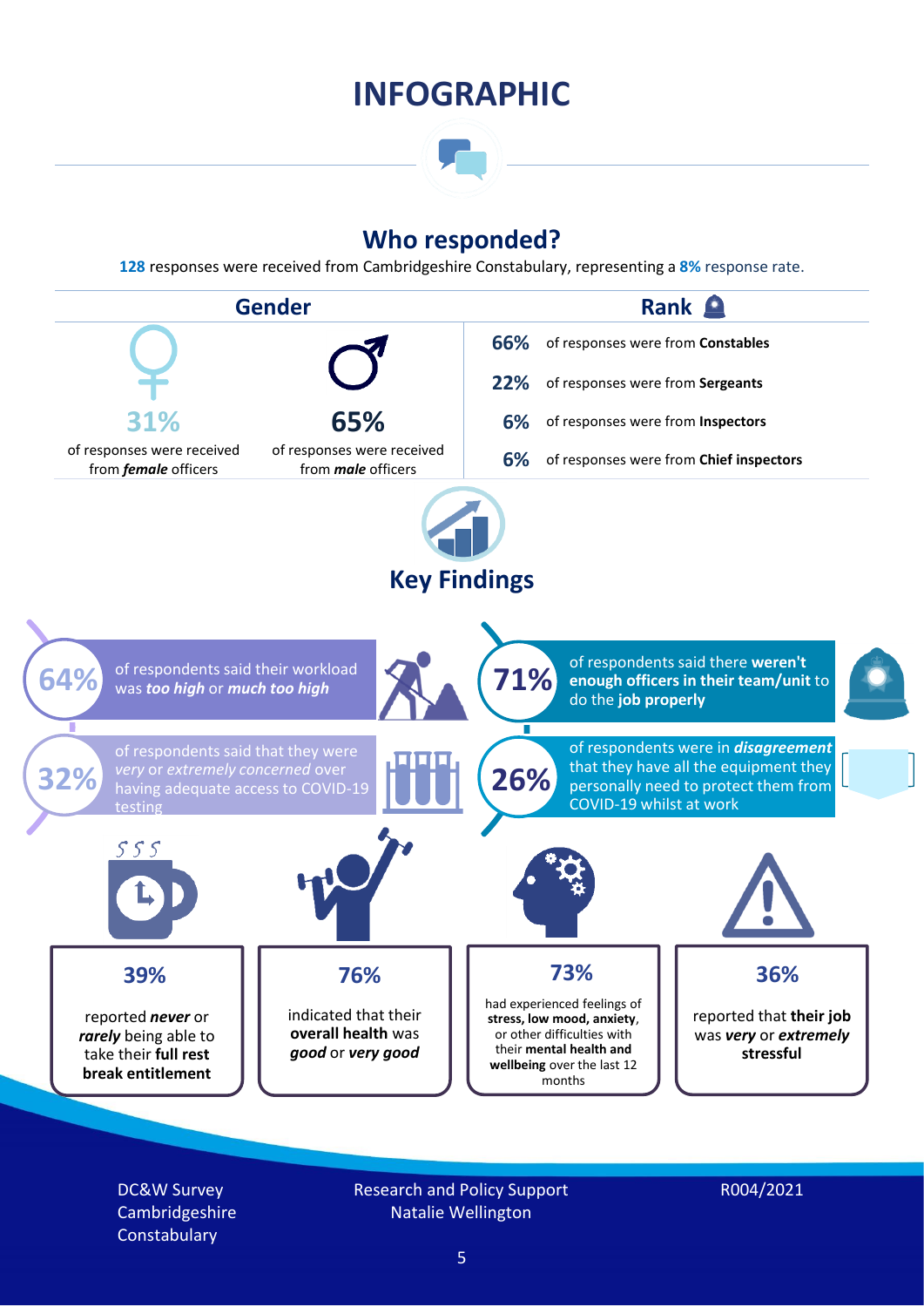# INFOGRAPHIC

## Who responded?

**128** responses were received from Cambridgeshire Constabulary, representing a **8%** response rate.

### Gender

**31%** of responses were received from ***female*** officers

**65%** of responses were received from ***male*** officers

### Rank

**66%** of responses were from **Constables**

**22%** of responses were from **Sergeants**

**6%** of responses were from **Inspectors**

**6%** of responses were from **Chief inspectors**

## Key Findings

**64%** of respondents said their workload was ***too high*** or ***much too high***

**71%** of respondents said there **weren't enough officers in their team/unit** to do the **job properly**

**32%** of respondents said that they were *very* or *extremely concerned* over having adequate access to COVID-19 testing

**26%** of respondents were in ***disagreement*** that they have all the equipment they personally need to protect them from COVID-19 whilst at work

**39%** reported ***never*** or ***rarely*** being able to take their **full rest break entitlement**

**76%** indicated that their **overall health** was ***good*** or ***very good***

**73%** had experienced feelings of **stress, low mood, anxiety**, or other difficulties with their **mental health and wellbeing** over the last 12 months

**36%** reported that **their job** was ***very*** or ***extremely*** **stressful**

DC&W Survey
Cambridgeshire
Constabulary

Research and Policy Support
Natalie Wellington

R004/2021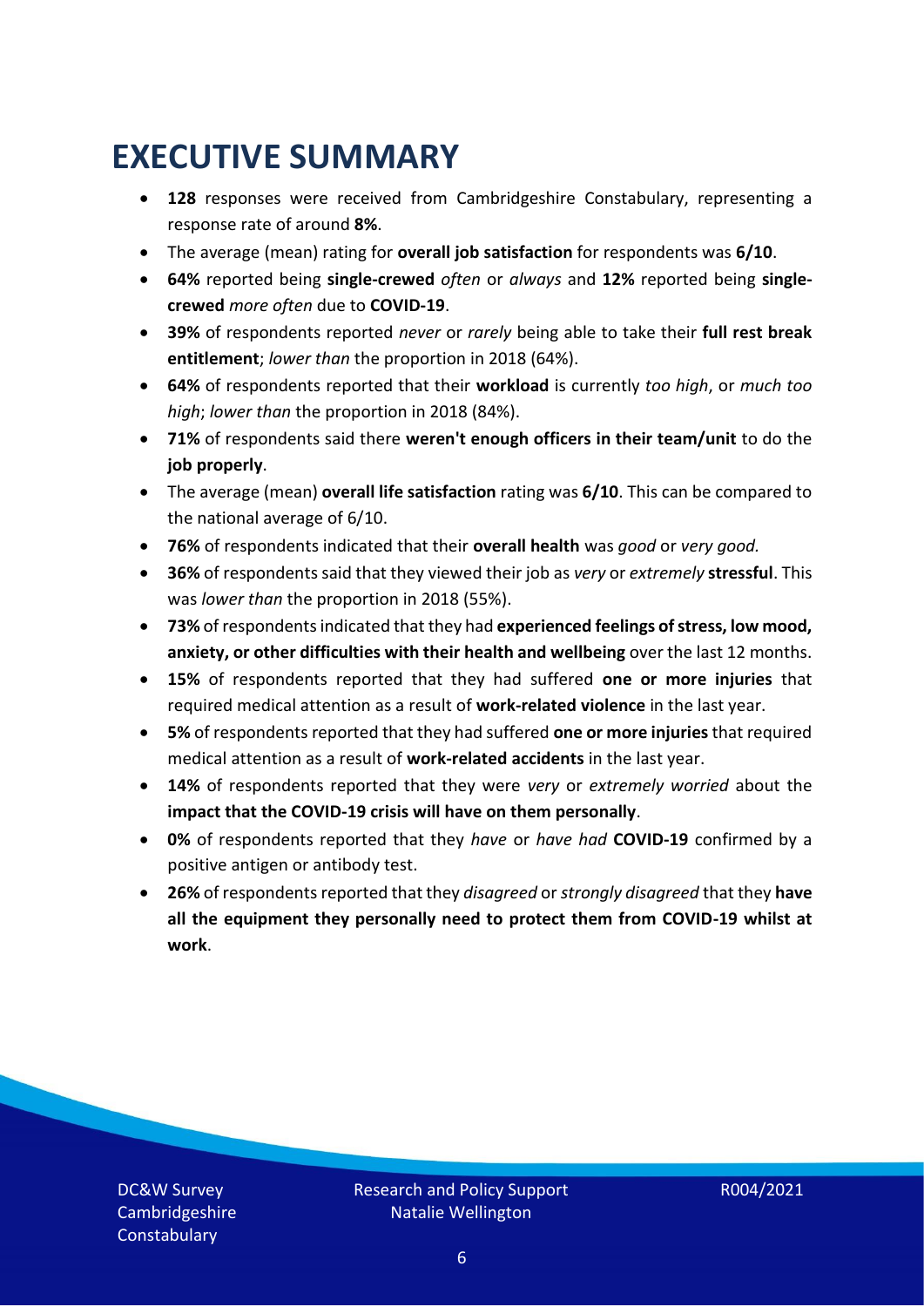# EXECUTIVE SUMMARY

- **128** responses were received from Cambridgeshire Constabulary, representing a response rate of around **8%**.
- The average (mean) rating for **overall job satisfaction** for respondents was **6/10**.
- **64%** reported being **single-crewed** *often* or *always* and **12%** reported being **single-crewed** *more often* due to **COVID-19**.
- **39%** of respondents reported *never* or *rarely* being able to take their **full rest break entitlement**; *lower than* the proportion in 2018 (64%).
- **64%** of respondents reported that their **workload** is currently *too high*, or *much too high*; *lower than* the proportion in 2018 (84%).
- **71%** of respondents said there **weren't enough officers in their team/unit** to do the **job properly**.
- The average (mean) **overall life satisfaction** rating was **6/10**. This can be compared to the national average of 6/10.
- **76%** of respondents indicated that their **overall health** was *good* or *very good.*
- **36%** of respondents said that they viewed their job as *very* or *extremely* **stressful**. This was *lower than* the proportion in 2018 (55%).
- **73%** of respondents indicated that they had **experienced feelings of stress, low mood, anxiety, or other difficulties with their health and wellbeing** over the last 12 months.
- **15%** of respondents reported that they had suffered **one or more injuries** that required medical attention as a result of **work-related violence** in the last year.
- **5%** of respondents reported that they had suffered **one or more injuries** that required medical attention as a result of **work-related accidents** in the last year.
- **14%** of respondents reported that they were *very* or *extremely worried* about the **impact that the COVID-19 crisis will have on them personally**.
- **0%** of respondents reported that they *have* or *have had* **COVID-19** confirmed by a positive antigen or antibody test.
- **26%** of respondents reported that they *disagreed* or *strongly disagreed* that they **have all the equipment they personally need to protect them from COVID-19 whilst at work**.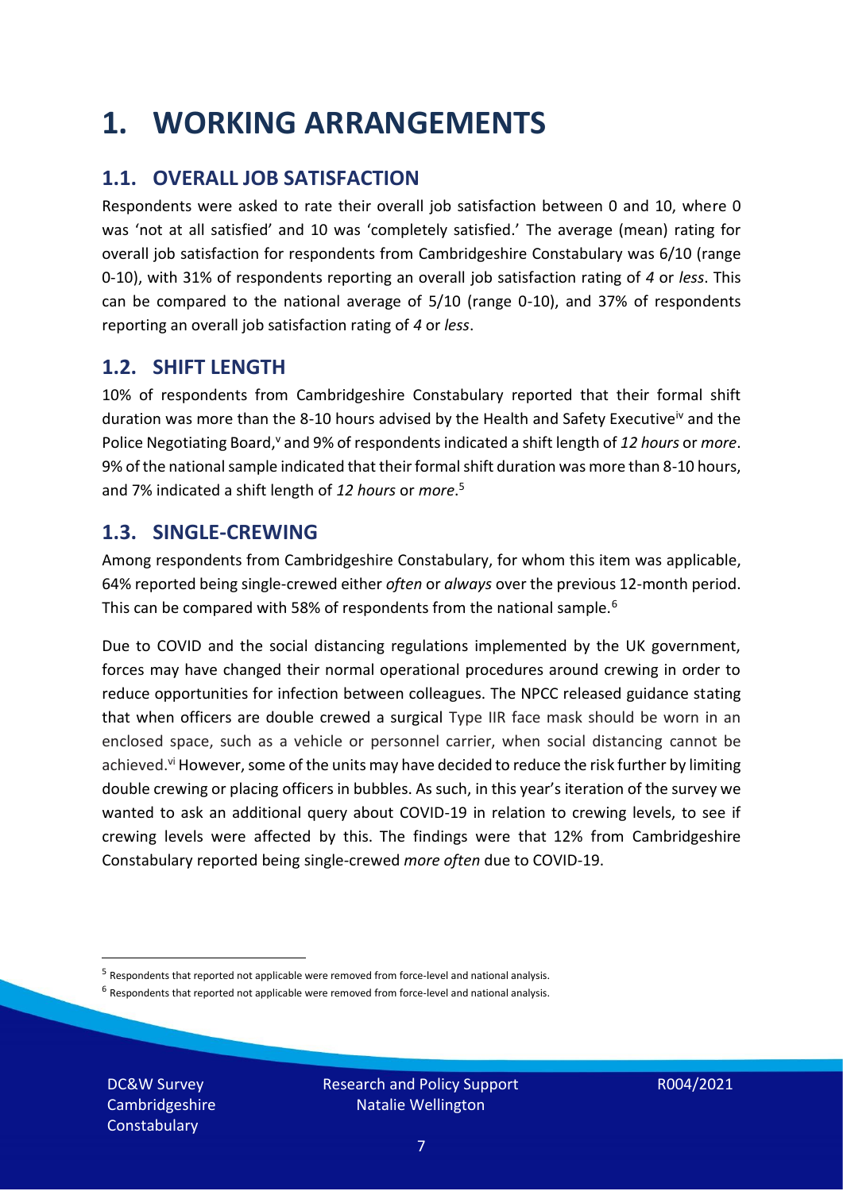# 1. WORKING ARRANGEMENTS

## 1.1. OVERALL JOB SATISFACTION

Respondents were asked to rate their overall job satisfaction between 0 and 10, where 0 was 'not at all satisfied' and 10 was 'completely satisfied.' The average (mean) rating for overall job satisfaction for respondents from Cambridgeshire Constabulary was 6/10 (range 0-10), with 31% of respondents reporting an overall job satisfaction rating of *4* or *less*. This can be compared to the national average of 5/10 (range 0-10), and 37% of respondents reporting an overall job satisfaction rating of *4* or *less*.

## 1.2. SHIFT LENGTH

10% of respondents from Cambridgeshire Constabulary reported that their formal shift duration was more than the 8-10 hours advised by the Health and Safety Executive[iv] and the Police Negotiating Board,[v] and 9% of respondents indicated a shift length of *12 hours* or *more*. 9% of the national sample indicated that their formal shift duration was more than 8-10 hours, and 7% indicated a shift length of *12 hours* or *more*.[5]

## 1.3. SINGLE-CREWING

Among respondents from Cambridgeshire Constabulary, for whom this item was applicable, 64% reported being single-crewed either *often* or *always* over the previous 12-month period. This can be compared with 58% of respondents from the national sample.[6]

Due to COVID and the social distancing regulations implemented by the UK government, forces may have changed their normal operational procedures around crewing in order to reduce opportunities for infection between colleagues. The NPCC released guidance stating that when officers are double crewed a surgical Type IIR face mask should be worn in an enclosed space, such as a vehicle or personnel carrier, when social distancing cannot be achieved.[vi] However, some of the units may have decided to reduce the risk further by limiting double crewing or placing officers in bubbles. As such, in this year's iteration of the survey we wanted to ask an additional query about COVID-19 in relation to crewing levels, to see if crewing levels were affected by this. The findings were that 12% from Cambridgeshire Constabulary reported being single-crewed *more often* due to COVID-19.

[5] Respondents that reported not applicable were removed from force-level and national analysis.

[6] Respondents that reported not applicable were removed from force-level and national analysis.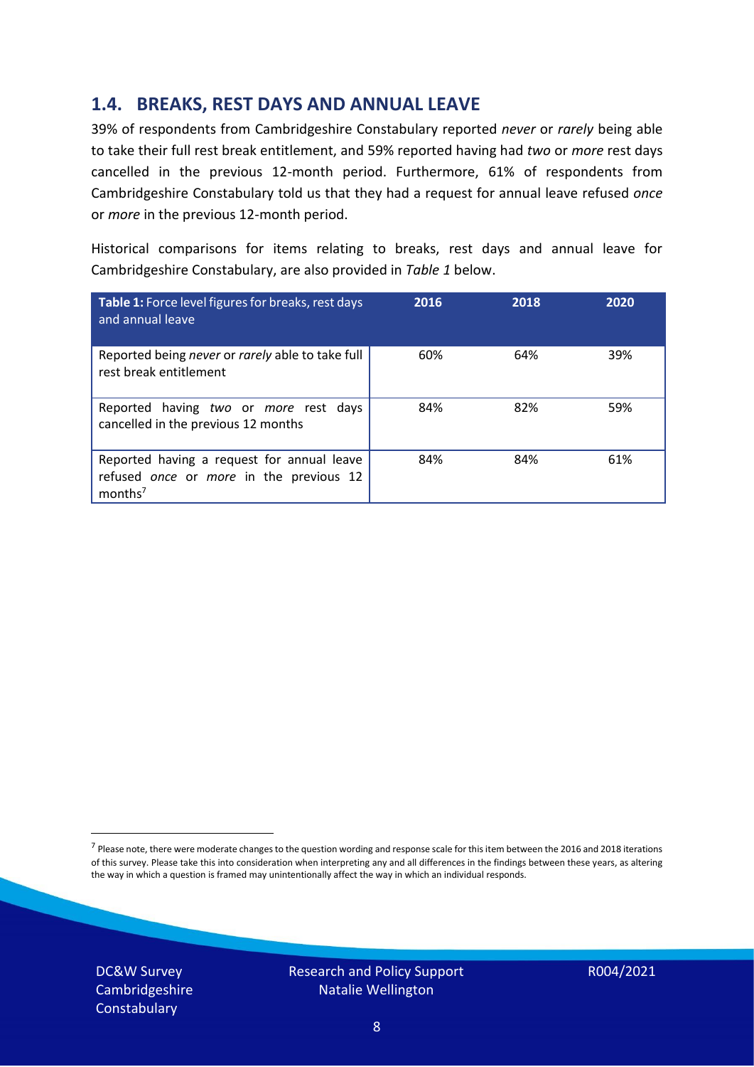## 1.4. BREAKS, REST DAYS AND ANNUAL LEAVE

39% of respondents from Cambridgeshire Constabulary reported *never* or *rarely* being able to take their full rest break entitlement, and 59% reported having had *two* or *more* rest days cancelled in the previous 12-month period. Furthermore, 61% of respondents from Cambridgeshire Constabulary told us that they had a request for annual leave refused *once* or *more* in the previous 12-month period.

Historical comparisons for items relating to breaks, rest days and annual leave for Cambridgeshire Constabulary, are also provided in *Table 1* below.

| **Table 1:** Force level figures for breaks, rest days and annual leave | 2016 | 2018 | 2020 |
|---|---|---|---|
| Reported being *never* or *rarely* able to take full rest break entitlement | 60% | 64% | 39% |
| Reported having *two* or *more* rest days cancelled in the previous 12 months | 84% | 82% | 59% |
| Reported having a request for annual leave refused *once* or *more* in the previous 12 months[7] | 84% | 84% | 61% |

[7] Please note, there were moderate changes to the question wording and response scale for this item between the 2016 and 2018 iterations of this survey. Please take this into consideration when interpreting any and all differences in the findings between these years, as altering the way in which a question is framed may unintentionally affect the way in which an individual responds.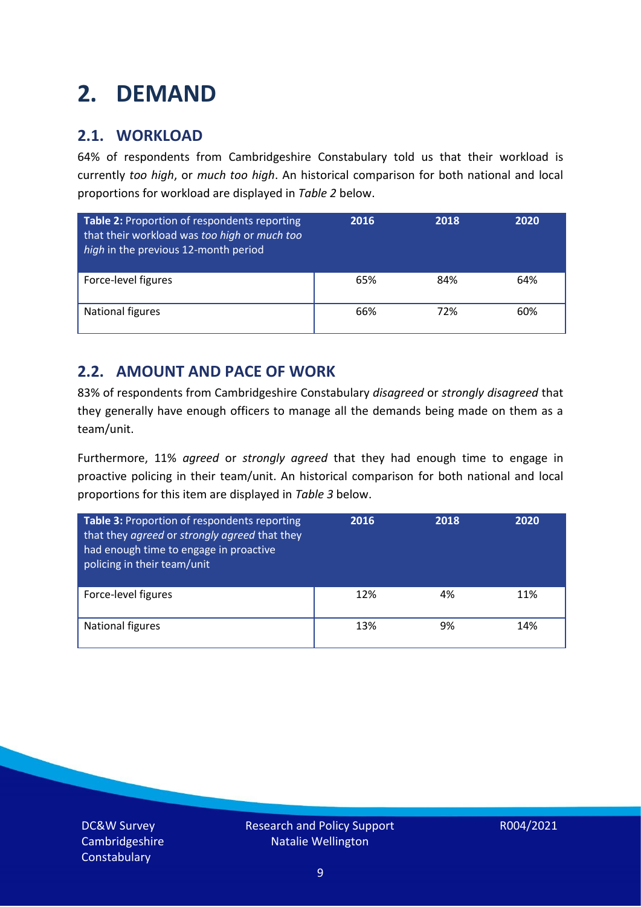# 2. DEMAND

## 2.1. WORKLOAD

64% of respondents from Cambridgeshire Constabulary told us that their workload is currently *too high*, or *much too high*. An historical comparison for both national and local proportions for workload are displayed in *Table 2* below.

| **Table 2:** Proportion of respondents reporting that their workload was *too high* or *much too high* in the previous 12-month period | **2016** | **2018** | **2020** |
|---|---|---|---|
| Force-level figures | 65% | 84% | 64% |
| National figures | 66% | 72% | 60% |

## 2.2. AMOUNT AND PACE OF WORK

83% of respondents from Cambridgeshire Constabulary *disagreed* or *strongly disagreed* that they generally have enough officers to manage all the demands being made on them as a team/unit.

Furthermore, 11% *agreed* or *strongly agreed* that they had enough time to engage in proactive policing in their team/unit. An historical comparison for both national and local proportions for this item are displayed in *Table 3* below.

| **Table 3:** Proportion of respondents reporting that they *agreed* or *strongly agreed* that they had enough time to engage in proactive policing in their team/unit | **2016** | **2018** | **2020** |
|---|---|---|---|
| Force-level figures | 12% | 4% | 11% |
| National figures | 13% | 9% | 14% |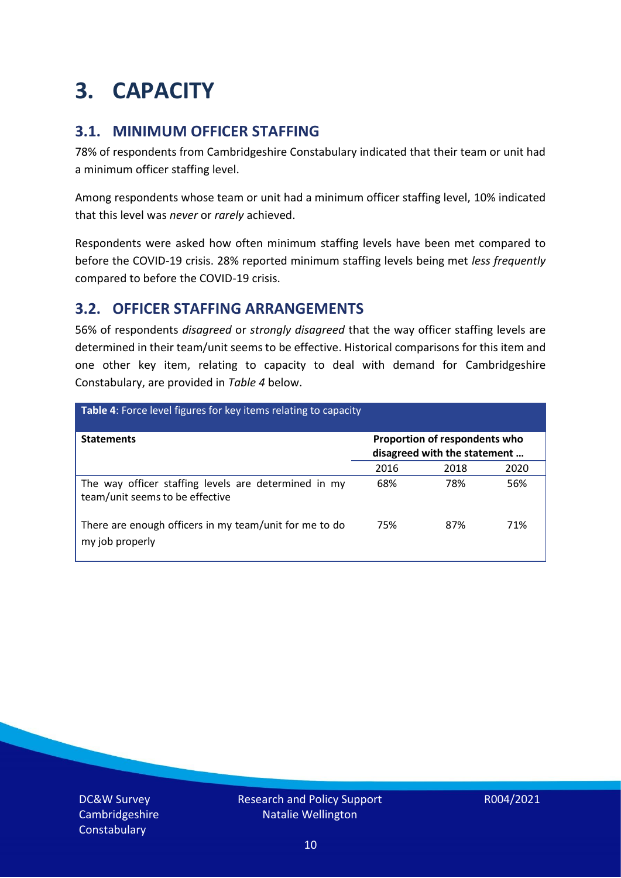# 3. CAPACITY

## 3.1. MINIMUM OFFICER STAFFING

78% of respondents from Cambridgeshire Constabulary indicated that their team or unit had a minimum officer staffing level.

Among respondents whose team or unit had a minimum officer staffing level, 10% indicated that this level was *never* or *rarely* achieved.

Respondents were asked how often minimum staffing levels have been met compared to before the COVID-19 crisis. 28% reported minimum staffing levels being met *less frequently* compared to before the COVID-19 crisis.

## 3.2. OFFICER STAFFING ARRANGEMENTS

56% of respondents *disagreed* or *strongly disagreed* that the way officer staffing levels are determined in their team/unit seems to be effective. Historical comparisons for this item and one other key item, relating to capacity to deal with demand for Cambridgeshire Constabulary, are provided in *Table 4* below.

**Table 4**: Force level figures for key items relating to capacity

| Statements | Proportion of respondents who disagreed with the statement … | | |
|---|---|---|---|
| | 2016 | 2018 | 2020 |
| The way officer staffing levels are determined in my team/unit seems to be effective | 68% | 78% | 56% |
| There are enough officers in my team/unit for me to do my job properly | 75% | 87% | 71% |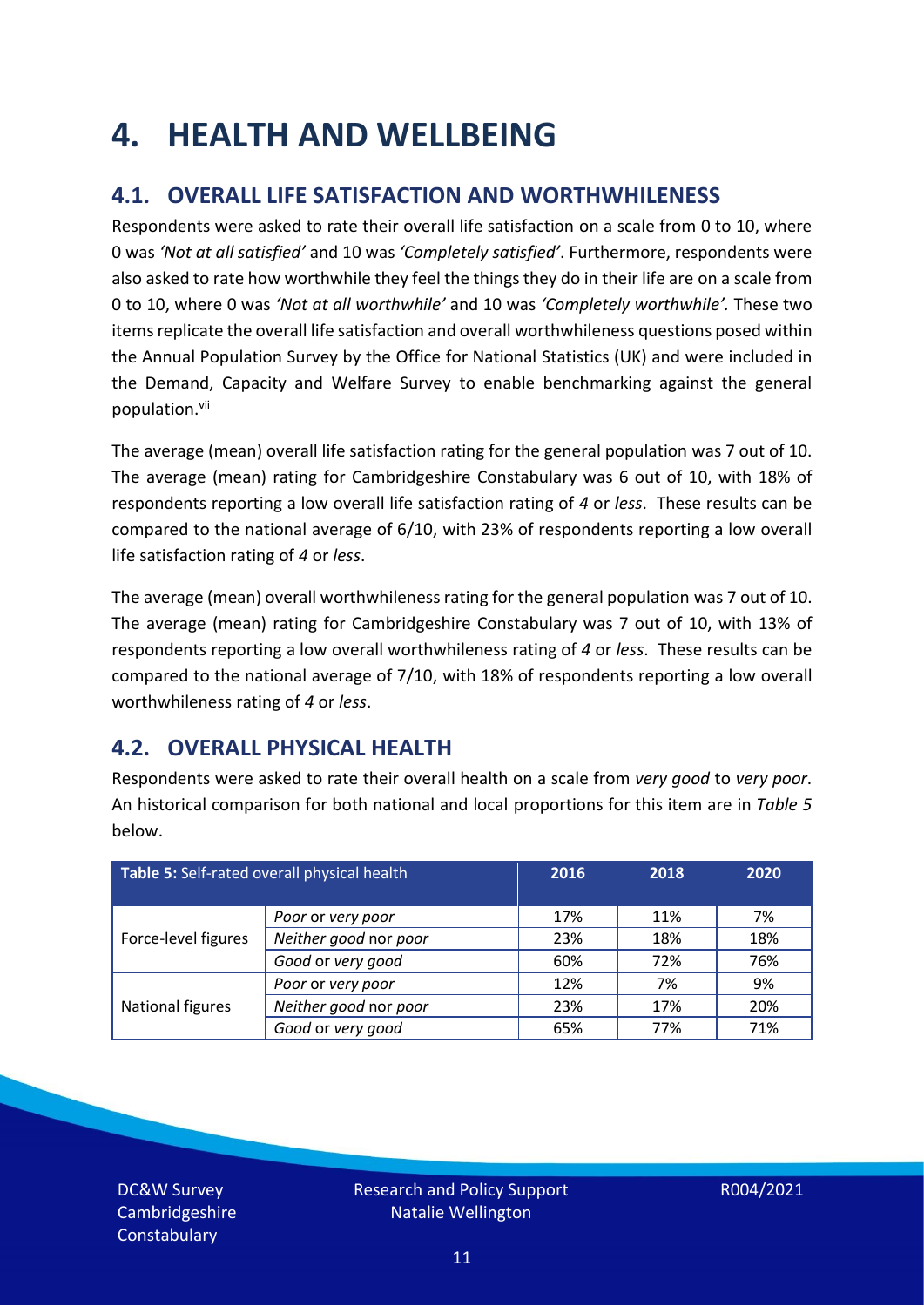# 4. HEALTH AND WELLBEING

## 4.1. OVERALL LIFE SATISFACTION AND WORTHWHILENESS

Respondents were asked to rate their overall life satisfaction on a scale from 0 to 10, where 0 was *'Not at all satisfied'* and 10 was *'Completely satisfied'*. Furthermore, respondents were also asked to rate how worthwhile they feel the things they do in their life are on a scale from 0 to 10, where 0 was *'Not at all worthwhile'* and 10 was *'Completely worthwhile'.* These two items replicate the overall life satisfaction and overall worthwhileness questions posed within the Annual Population Survey by the Office for National Statistics (UK) and were included in the Demand, Capacity and Welfare Survey to enable benchmarking against the general population.[vii]

The average (mean) overall life satisfaction rating for the general population was 7 out of 10. The average (mean) rating for Cambridgeshire Constabulary was 6 out of 10, with 18% of respondents reporting a low overall life satisfaction rating of *4* or *less*. These results can be compared to the national average of 6/10, with 23% of respondents reporting a low overall life satisfaction rating of *4* or *less*.

The average (mean) overall worthwhileness rating for the general population was 7 out of 10. The average (mean) rating for Cambridgeshire Constabulary was 7 out of 10, with 13% of respondents reporting a low overall worthwhileness rating of *4* or *less*. These results can be compared to the national average of 7/10, with 18% of respondents reporting a low overall worthwhileness rating of *4* or *less*.

## 4.2. OVERALL PHYSICAL HEALTH

Respondents were asked to rate their overall health on a scale from *very good* to *very poor*. An historical comparison for both national and local proportions for this item are in *Table 5* below.

| **Table 5:** Self-rated overall physical health | | 2016 | 2018 | 2020 |
|---|---|---|---|---|
| Force-level figures | *Poor* or *very poor* | 17% | 11% | 7% |
| | *Neither good* nor *poor* | 23% | 18% | 18% |
| | *Good* or *very good* | 60% | 72% | 76% |
| National figures | *Poor* or *very poor* | 12% | 7% | 9% |
| | *Neither good* nor *poor* | 23% | 17% | 20% |
| | *Good* or *very good* | 65% | 77% | 71% |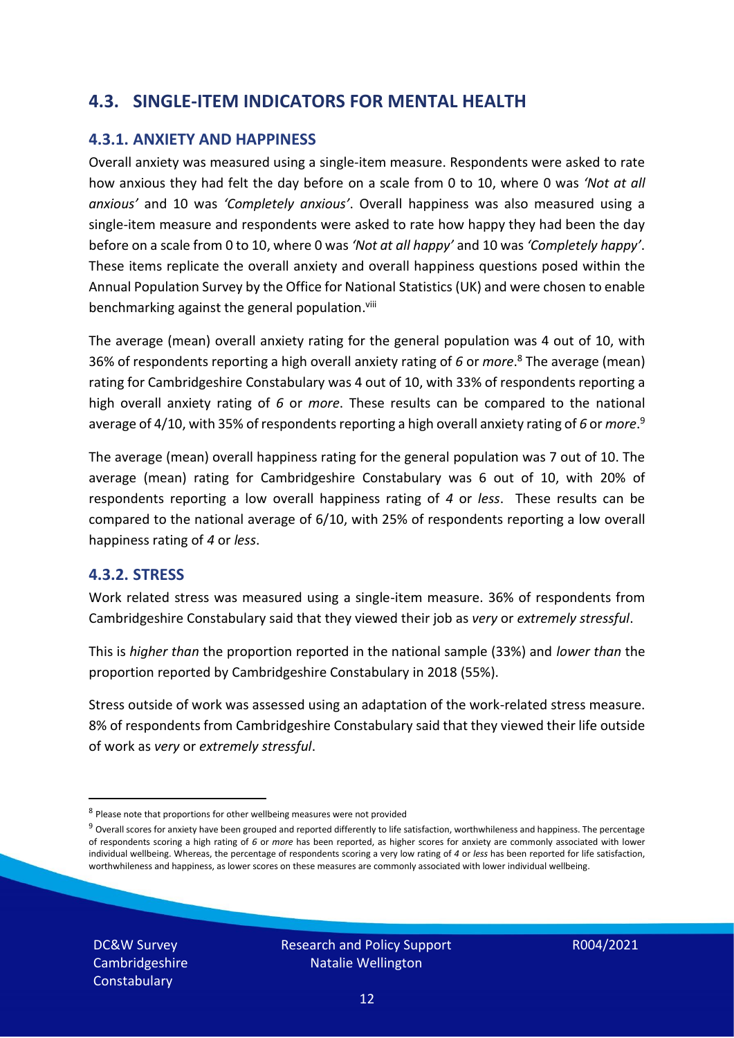## 4.3. SINGLE-ITEM INDICATORS FOR MENTAL HEALTH

### 4.3.1. ANXIETY AND HAPPINESS

Overall anxiety was measured using a single-item measure. Respondents were asked to rate how anxious they had felt the day before on a scale from 0 to 10, where 0 was *'Not at all anxious'* and 10 was *'Completely anxious'*. Overall happiness was also measured using a single-item measure and respondents were asked to rate how happy they had been the day before on a scale from 0 to 10, where 0 was *'Not at all happy'* and 10 was *'Completely happy'*. These items replicate the overall anxiety and overall happiness questions posed within the Annual Population Survey by the Office for National Statistics (UK) and were chosen to enable benchmarking against the general population.[viii]

The average (mean) overall anxiety rating for the general population was 4 out of 10, with 36% of respondents reporting a high overall anxiety rating of *6* or *more*.[8] The average (mean) rating for Cambridgeshire Constabulary was 4 out of 10, with 33% of respondents reporting a high overall anxiety rating of *6* or *more*. These results can be compared to the national average of 4/10, with 35% of respondents reporting a high overall anxiety rating of *6* or *more*.[9]

The average (mean) overall happiness rating for the general population was 7 out of 10. The average (mean) rating for Cambridgeshire Constabulary was 6 out of 10, with 20% of respondents reporting a low overall happiness rating of *4* or *less*. These results can be compared to the national average of 6/10, with 25% of respondents reporting a low overall happiness rating of *4* or *less*.

### 4.3.2. STRESS

Work related stress was measured using a single-item measure. 36% of respondents from Cambridgeshire Constabulary said that they viewed their job as *very* or *extremely stressful*.

This is *higher than* the proportion reported in the national sample (33%) and *lower than* the proportion reported by Cambridgeshire Constabulary in 2018 (55%).

Stress outside of work was assessed using an adaptation of the work-related stress measure. 8% of respondents from Cambridgeshire Constabulary said that they viewed their life outside of work as *very* or *extremely stressful*.

---

[8] Please note that proportions for other wellbeing measures were not provided

[9] Overall scores for anxiety have been grouped and reported differently to life satisfaction, worthwhileness and happiness. The percentage of respondents scoring a high rating of *6* or *more* has been reported, as higher scores for anxiety are commonly associated with lower individual wellbeing. Whereas, the percentage of respondents scoring a very low rating of *4* or *less* has been reported for life satisfaction, worthwhileness and happiness, as lower scores on these measures are commonly associated with lower individual wellbeing.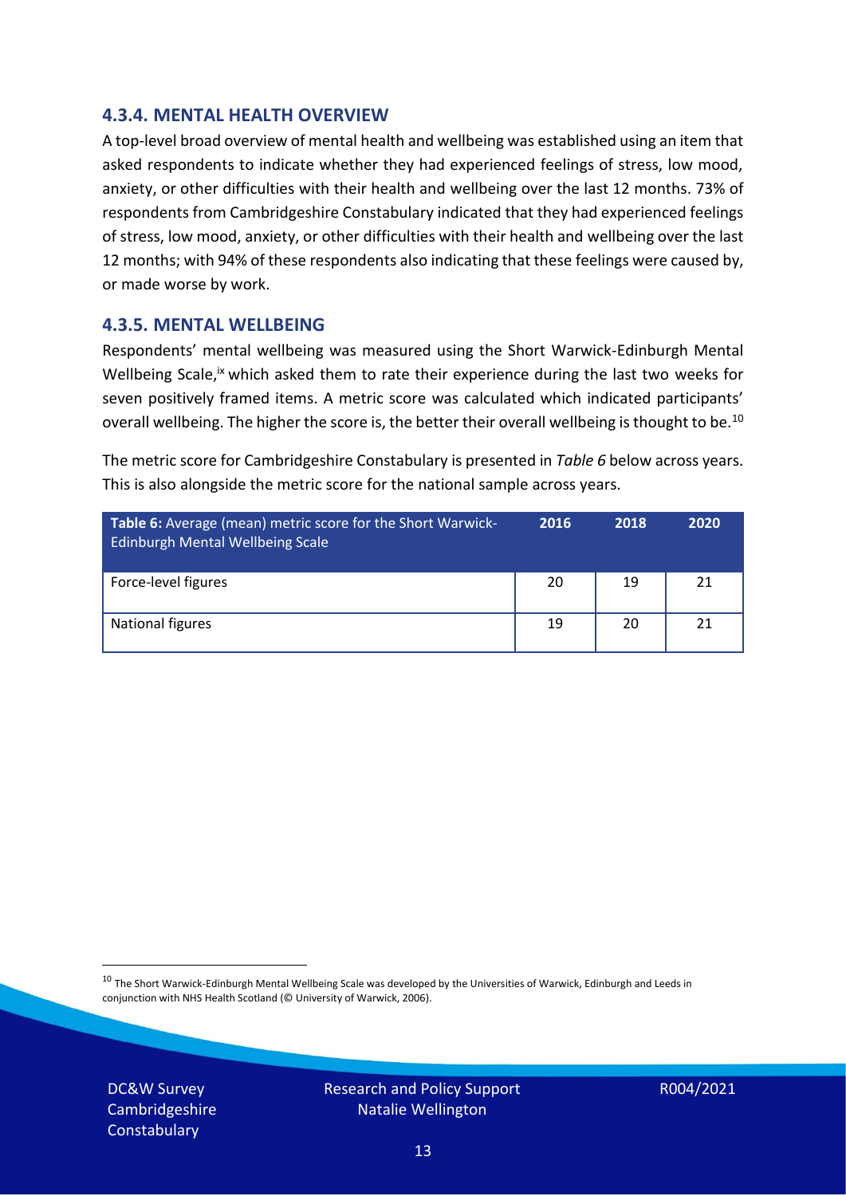### 4.3.4. MENTAL HEALTH OVERVIEW

A top-level broad overview of mental health and wellbeing was established using an item that asked respondents to indicate whether they had experienced feelings of stress, low mood, anxiety, or other difficulties with their health and wellbeing over the last 12 months. 73% of respondents from Cambridgeshire Constabulary indicated that they had experienced feelings of stress, low mood, anxiety, or other difficulties with their health and wellbeing over the last 12 months; with 94% of these respondents also indicating that these feelings were caused by, or made worse by work.

### 4.3.5. MENTAL WELLBEING

Respondents' mental wellbeing was measured using the Short Warwick-Edinburgh Mental Wellbeing Scale,[ix] which asked them to rate their experience during the last two weeks for seven positively framed items. A metric score was calculated which indicated participants' overall wellbeing. The higher the score is, the better their overall wellbeing is thought to be.[10]

The metric score for Cambridgeshire Constabulary is presented in *Table 6* below across years. This is also alongside the metric score for the national sample across years.

| **Table 6:** Average (mean) metric score for the Short Warwick-Edinburgh Mental Wellbeing Scale | 2016 | 2018 | 2020 |
|---|---|---|---|
| Force-level figures | 20 | 19 | 21 |
| National figures | 19 | 20 | 21 |

[10] The Short Warwick-Edinburgh Mental Wellbeing Scale was developed by the Universities of Warwick, Edinburgh and Leeds in conjunction with NHS Health Scotland (© University of Warwick, 2006).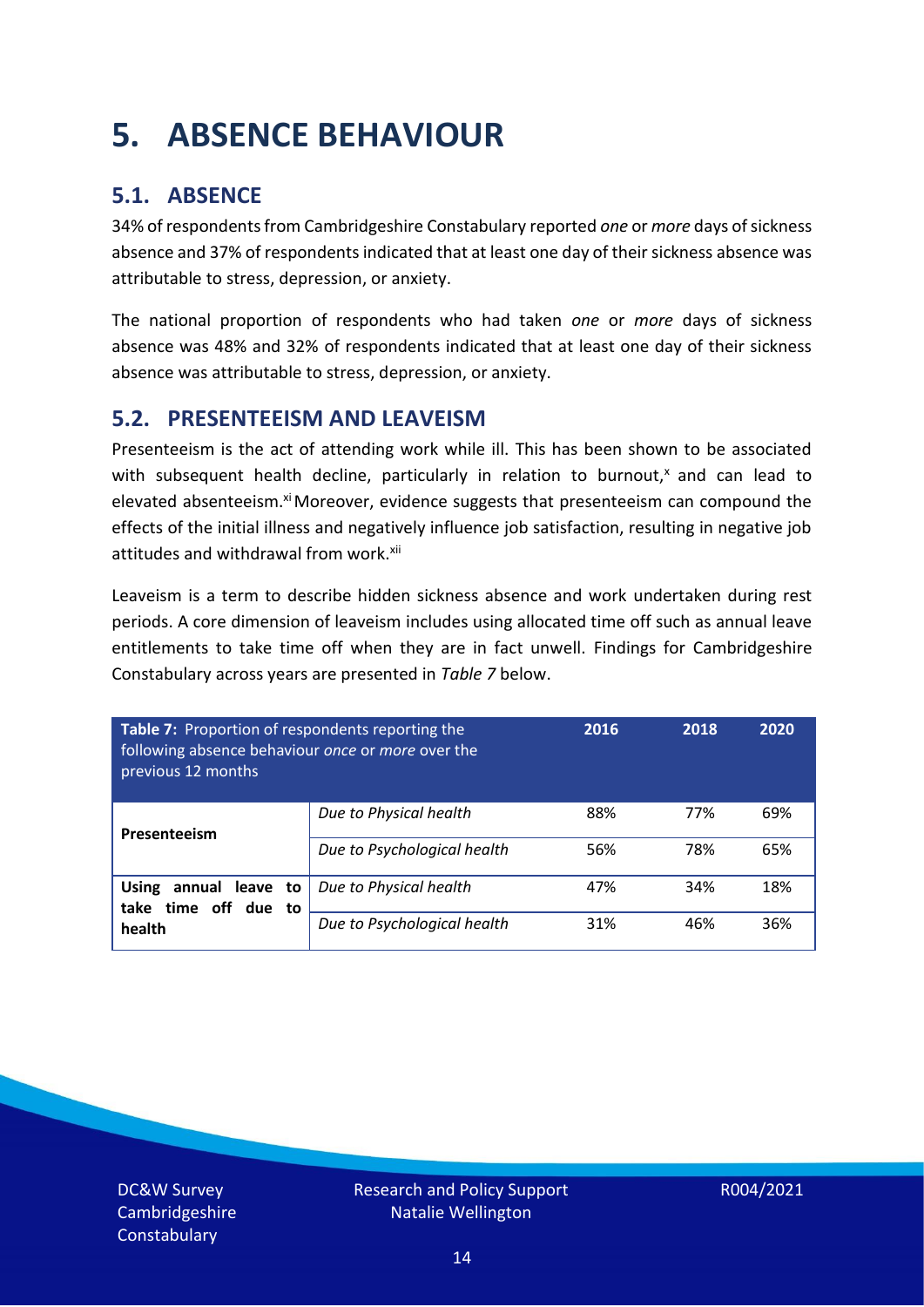# 5. ABSENCE BEHAVIOUR

## 5.1. ABSENCE

34% of respondents from Cambridgeshire Constabulary reported *one* or *more* days of sickness absence and 37% of respondents indicated that at least one day of their sickness absence was attributable to stress, depression, or anxiety.

The national proportion of respondents who had taken *one* or *more* days of sickness absence was 48% and 32% of respondents indicated that at least one day of their sickness absence was attributable to stress, depression, or anxiety.

## 5.2. PRESENTEEISM AND LEAVEISM

Presenteeism is the act of attending work while ill. This has been shown to be associated with subsequent health decline, particularly in relation to burnout,[x] and can lead to elevated absenteeism.[xi] Moreover, evidence suggests that presenteeism can compound the effects of the initial illness and negatively influence job satisfaction, resulting in negative job attitudes and withdrawal from work.[xii]

Leaveism is a term to describe hidden sickness absence and work undertaken during rest periods. A core dimension of leaveism includes using allocated time off such as annual leave entitlements to take time off when they are in fact unwell. Findings for Cambridgeshire Constabulary across years are presented in *Table 7* below.

| **Table 7:** Proportion of respondents reporting the following absence behaviour *once* or *more* over the previous 12 months | | 2016 | 2018 | 2020 |
|---|---|---|---|---|
| **Presenteeism** | *Due to Physical health* | 88% | 77% | 69% |
| | *Due to Psychological health* | 56% | 78% | 65% |
| **Using annual leave to take time off due to health** | *Due to Physical health* | 47% | 34% | 18% |
| | *Due to Psychological health* | 31% | 46% | 36% |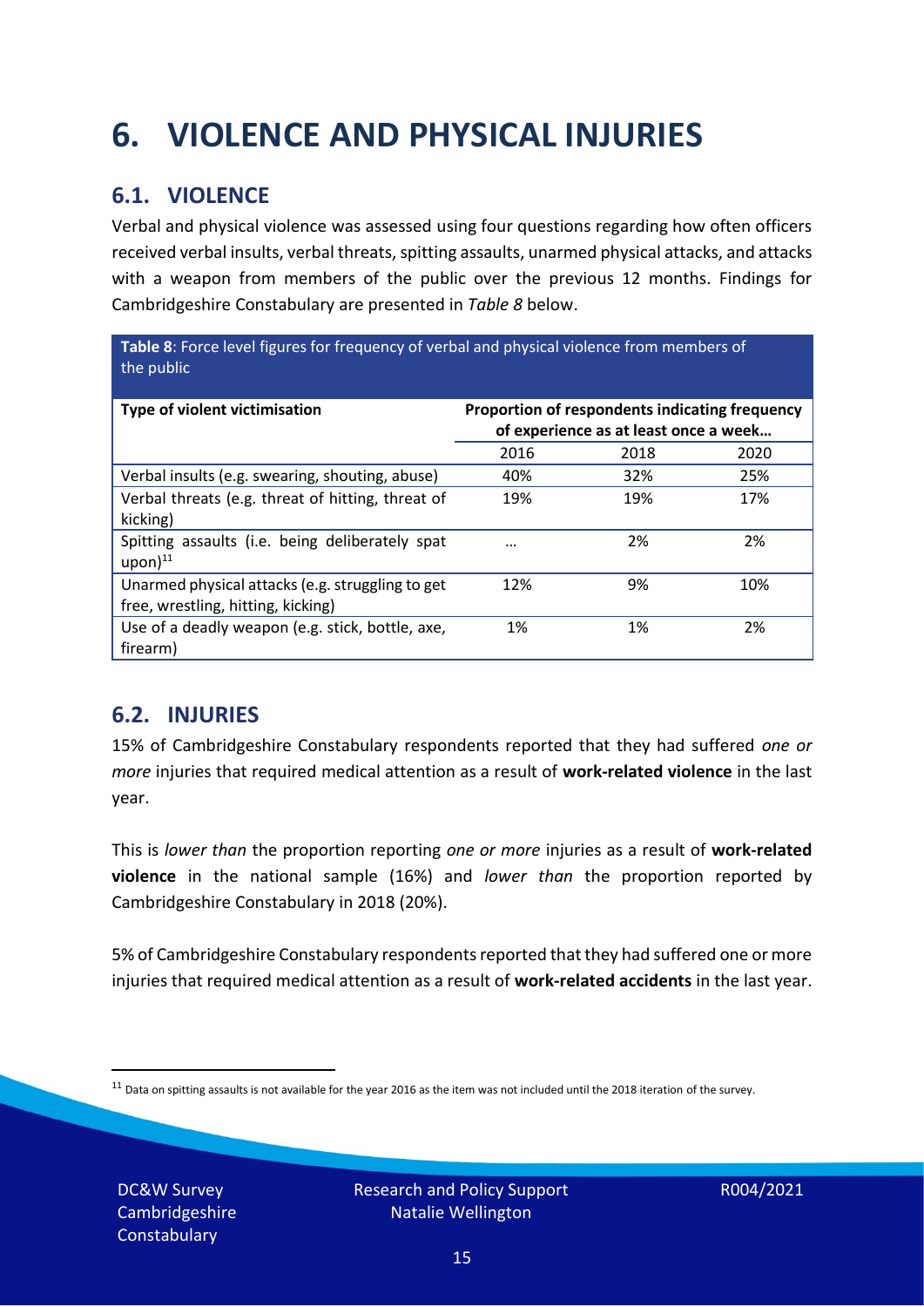# 6. VIOLENCE AND PHYSICAL INJURIES

## 6.1. VIOLENCE

Verbal and physical violence was assessed using four questions regarding how often officers received verbal insults, verbal threats, spitting assaults, unarmed physical attacks, and attacks with a weapon from members of the public over the previous 12 months. Findings for Cambridgeshire Constabulary are presented in *Table 8* below.

**Table 8**: Force level figures for frequency of verbal and physical violence from members of the public

| Type of violent victimisation | Proportion of respondents indicating frequency of experience as at least once a week… | | |
|---|---|---|---|
| | 2016 | 2018 | 2020 |
| Verbal insults (e.g. swearing, shouting, abuse) | 40% | 32% | 25% |
| Verbal threats (e.g. threat of hitting, threat of kicking) | 19% | 19% | 17% |
| Spitting assaults (i.e. being deliberately spat upon)[11] | … | 2% | 2% |
| Unarmed physical attacks (e.g. struggling to get free, wrestling, hitting, kicking) | 12% | 9% | 10% |
| Use of a deadly weapon (e.g. stick, bottle, axe, firearm) | 1% | 1% | 2% |

## 6.2. INJURIES

15% of Cambridgeshire Constabulary respondents reported that they had suffered *one or more* injuries that required medical attention as a result of **work-related violence** in the last year.

This is *lower than* the proportion reporting *one or more* injuries as a result of **work-related violence** in the national sample (16%) and *lower than* the proportion reported by Cambridgeshire Constabulary in 2018 (20%).

5% of Cambridgeshire Constabulary respondents reported that they had suffered one or more injuries that required medical attention as a result of **work-related accidents** in the last year.

[11] Data on spitting assaults is not available for the year 2016 as the item was not included until the 2018 iteration of the survey.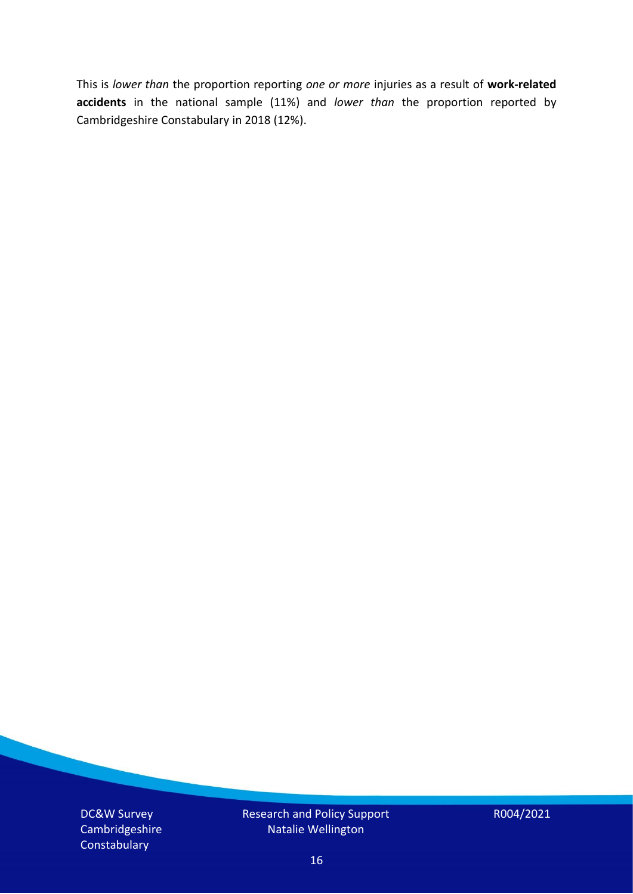This is *lower than* the proportion reporting *one or more* injuries as a result of **work-related accidents** in the national sample (11%) and *lower than* the proportion reported by Cambridgeshire Constabulary in 2018 (12%).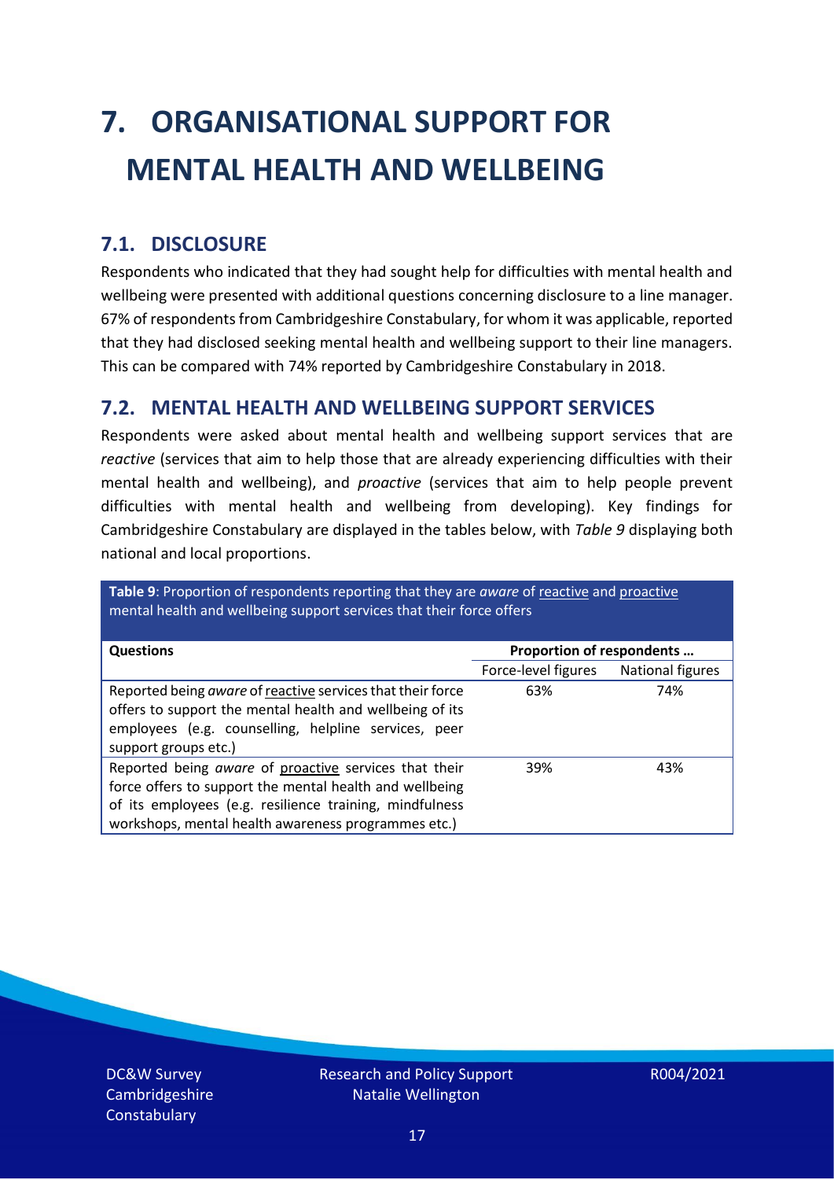# 7. ORGANISATIONAL SUPPORT FOR MENTAL HEALTH AND WELLBEING

## 7.1. DISCLOSURE

Respondents who indicated that they had sought help for difficulties with mental health and wellbeing were presented with additional questions concerning disclosure to a line manager. 67% of respondents from Cambridgeshire Constabulary, for whom it was applicable, reported that they had disclosed seeking mental health and wellbeing support to their line managers. This can be compared with 74% reported by Cambridgeshire Constabulary in 2018.

## 7.2. MENTAL HEALTH AND WELLBEING SUPPORT SERVICES

Respondents were asked about mental health and wellbeing support services that are *reactive* (services that aim to help those that are already experiencing difficulties with their mental health and wellbeing), and *proactive* (services that aim to help people prevent difficulties with mental health and wellbeing from developing). Key findings for Cambridgeshire Constabulary are displayed in the tables below, with *Table 9* displaying both national and local proportions.

**Table 9**: Proportion of respondents reporting that they are *aware* of reactive and proactive mental health and wellbeing support services that their force offers

| Questions | Proportion of respondents … | |
|---|---|---|
| | Force-level figures | National figures |
| Reported being *aware* of reactive services that their force offers to support the mental health and wellbeing of its employees (e.g. counselling, helpline services, peer support groups etc.) | 63% | 74% |
| Reported being *aware* of proactive services that their force offers to support the mental health and wellbeing of its employees (e.g. resilience training, mindfulness workshops, mental health awareness programmes etc.) | 39% | 43% |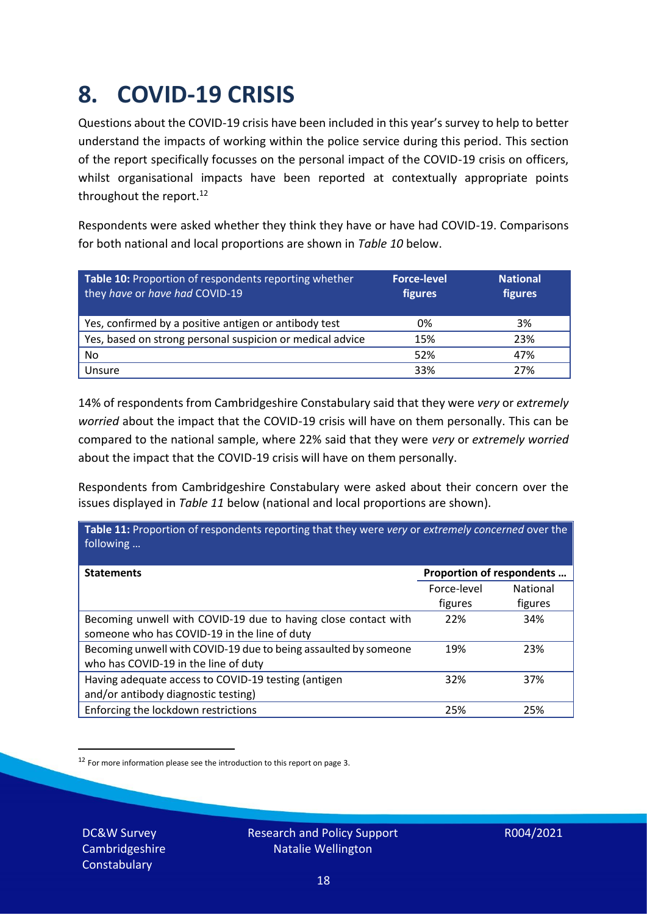# 8. COVID-19 CRISIS

Questions about the COVID-19 crisis have been included in this year's survey to help to better understand the impacts of working within the police service during this period. This section of the report specifically focusses on the personal impact of the COVID-19 crisis on officers, whilst organisational impacts have been reported at contextually appropriate points throughout the report.[12]

Respondents were asked whether they think they have or have had COVID-19. Comparisons for both national and local proportions are shown in *Table 10* below.

| **Table 10:** Proportion of respondents reporting whether they *have* or *have had* COVID-19 | **Force-level figures** | **National figures** |
|---|---|---|
| Yes, confirmed by a positive antigen or antibody test | 0% | 3% |
| Yes, based on strong personal suspicion or medical advice | 15% | 23% |
| No | 52% | 47% |
| Unsure | 33% | 27% |

14% of respondents from Cambridgeshire Constabulary said that they were *very* or *extremely worried* about the impact that the COVID-19 crisis will have on them personally. This can be compared to the national sample, where 22% said that they were *very* or *extremely worried* about the impact that the COVID-19 crisis will have on them personally.

Respondents from Cambridgeshire Constabulary were asked about their concern over the issues displayed in *Table 11* below (national and local proportions are shown).

**Table 11:** Proportion of respondents reporting that they were *very* or *extremely concerned* over the following …

| **Statements** | **Proportion of respondents …** | |
|---|---|---|
| | Force-level figures | National figures |
| Becoming unwell with COVID-19 due to having close contact with someone who has COVID-19 in the line of duty | 22% | 34% |
| Becoming unwell with COVID-19 due to being assaulted by someone who has COVID-19 in the line of duty | 19% | 23% |
| Having adequate access to COVID-19 testing (antigen and/or antibody diagnostic testing) | 32% | 37% |
| Enforcing the lockdown restrictions | 25% | 25% |

[12] For more information please see the introduction to this report on page 3.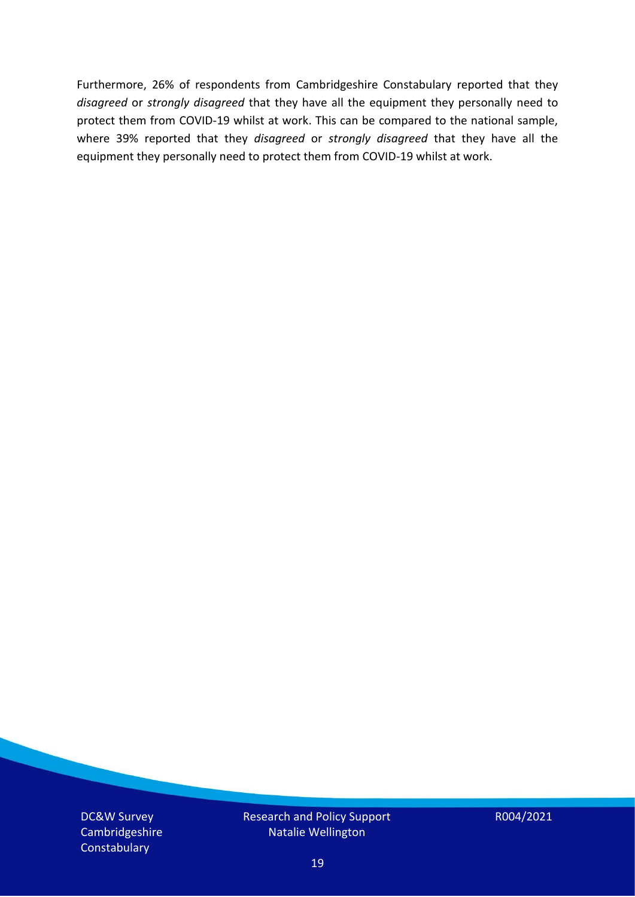Furthermore, 26% of respondents from Cambridgeshire Constabulary reported that they *disagreed* or *strongly disagreed* that they have all the equipment they personally need to protect them from COVID-19 whilst at work. This can be compared to the national sample, where 39% reported that they *disagreed* or *strongly disagreed* that they have all the equipment they personally need to protect them from COVID-19 whilst at work.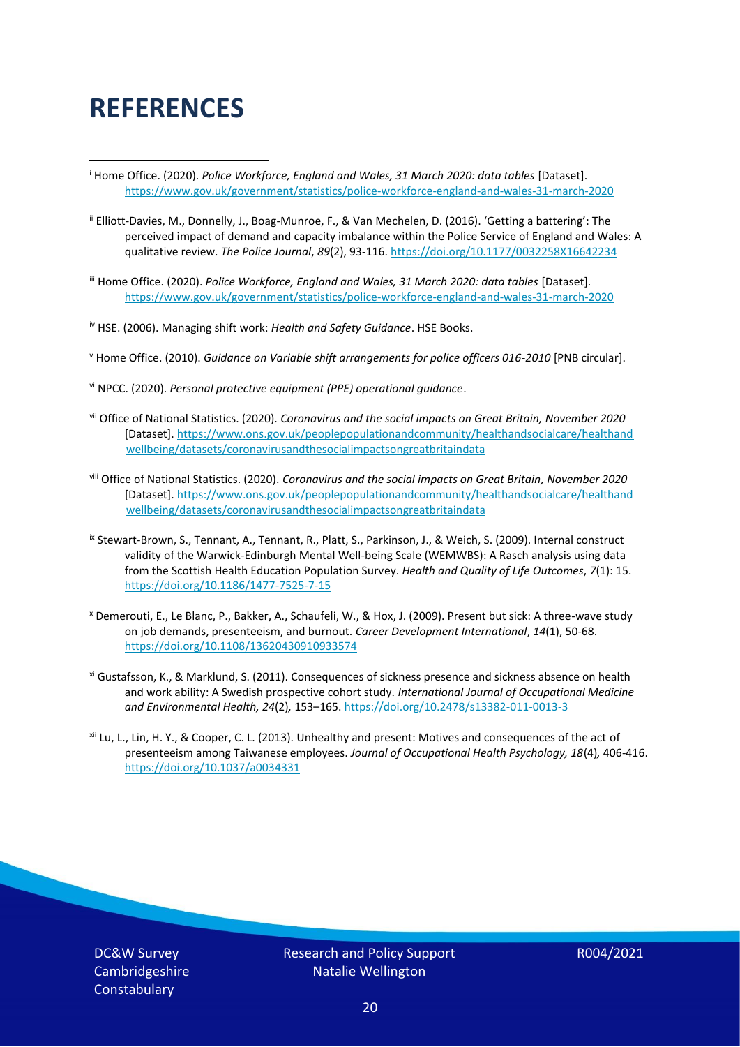# REFERENCES

[i] Home Office. (2020). *Police Workforce, England and Wales, 31 March 2020: data tables* [Dataset]. https://www.gov.uk/government/statistics/police-workforce-england-and-wales-31-march-2020

[ii] Elliott-Davies, M., Donnelly, J., Boag-Munroe, F., & Van Mechelen, D. (2016). 'Getting a battering': The perceived impact of demand and capacity imbalance within the Police Service of England and Wales: A qualitative review. *The Police Journal*, *89*(2), 93-116. https://doi.org/10.1177/0032258X16642234

[iii] Home Office. (2020). *Police Workforce, England and Wales, 31 March 2020: data tables* [Dataset]. https://www.gov.uk/government/statistics/police-workforce-england-and-wales-31-march-2020

[iv] HSE. (2006). Managing shift work: *Health and Safety Guidance*. HSE Books.

[v] Home Office. (2010). *Guidance on Variable shift arrangements for police officers 016-2010* [PNB circular].

[vi] NPCC. (2020). *Personal protective equipment (PPE) operational guidance*.

[vii] Office of National Statistics. (2020). *Coronavirus and the social impacts on Great Britain, November 2020* [Dataset]. https://www.ons.gov.uk/peoplepopulationandcommunity/healthandsocialcare/healthandwellbeing/datasets/coronavirusandthesocialimpactsongreatbritaindata

[viii] Office of National Statistics. (2020). *Coronavirus and the social impacts on Great Britain, November 2020* [Dataset]. https://www.ons.gov.uk/peoplepopulationandcommunity/healthandsocialcare/healthandwellbeing/datasets/coronavirusandthesocialimpactsongreatbritaindata

[ix] Stewart-Brown, S., Tennant, A., Tennant, R., Platt, S., Parkinson, J., & Weich, S. (2009). Internal construct validity of the Warwick-Edinburgh Mental Well-being Scale (WEMWBS): A Rasch analysis using data from the Scottish Health Education Population Survey. *Health and Quality of Life Outcomes*, *7*(1): 15. https://doi.org/10.1186/1477-7525-7-15

[x] Demerouti, E., Le Blanc, P., Bakker, A., Schaufeli, W., & Hox, J. (2009). Present but sick: A three-wave study on job demands, presenteeism, and burnout. *Career Development International*, *14*(1), 50-68. https://doi.org/10.1108/13620430910933574

[xi] Gustafsson, K., & Marklund, S. (2011). Consequences of sickness presence and sickness absence on health and work ability: A Swedish prospective cohort study. *International Journal of Occupational Medicine and Environmental Health, 24*(2)*,* 153–165. https://doi.org/10.2478/s13382-011-0013-3

[xii] Lu, L., Lin, H. Y., & Cooper, C. L. (2013). Unhealthy and present: Motives and consequences of the act of presenteeism among Taiwanese employees. *Journal of Occupational Health Psychology, 18*(4)*,* 406-416. https://doi.org/10.1037/a0034331